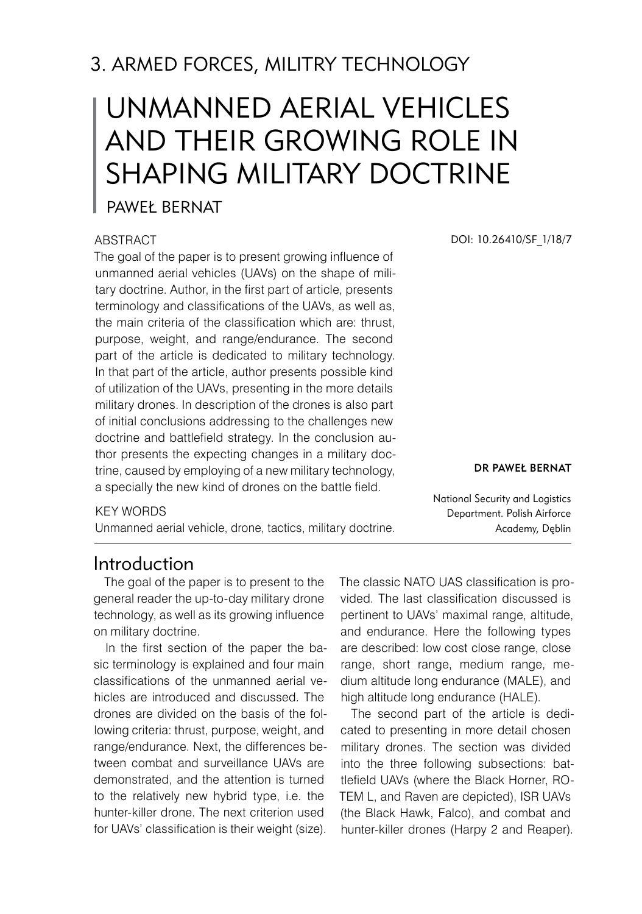# 3. ARMED FORCES, MILITRY TECHNOLOGY

# UNMANNED AERIAL VEHICLES AND THEIR GROWING ROLE IN SHAPING MILITARY DOCTRINE

PAWEŁ BERNAT

DOI: 10.26410/SF_1/18/7

**DR PAWEŁ BERNAT**

National Security and Logistics Department. Polish Airforce Academy, Dęblin

## ABSTRACT

The goal of the paper is to present growing influence of unmanned aerial vehicles (UAVs) on the shape of military doctrine. Author, in the first part of article, presents terminology and classifications of the UAVs, as well as, the main criteria of the classification which are: thrust, purpose, weight, and range/endurance. The second part of the article is dedicated to military technology. In that part of the article, author presents possible kind of utilization of the UAVs, presenting in the more details military drones. In description of the drones is also part of initial conclusions addressing to the challenges new doctrine and battlefield strategy. In the conclusion author presents the expecting changes in a military doctrine, caused by employing of a new military technology, a specially the new kind of drones on the battle field.

## KEY WORDS

Unmanned aerial vehicle, drone, tactics, military doctrine.

## Introduction

The goal of the paper is to present to the general reader the up-to-day military drone technology, as well as its growing influence on military doctrine.

In the first section of the paper the basic terminology is explained and four main classifications of the unmanned aerial vehicles are introduced and discussed. The drones are divided on the basis of the following criteria: thrust, purpose, weight, and range/endurance. Next, the differences between combat and surveillance UAVs are demonstrated, and the attention is turned to the relatively new hybrid type, i.e. the hunter-killer drone. The next criterion used for UAVs' classification is their weight (size). The classic NATO UAS classification is provided. The last classification discussed is pertinent to UAVs' maximal range, altitude, and endurance. Here the following types are described: low cost close range, close range, short range, medium range, medium altitude long endurance (MALE), and high altitude long endurance (HALE).

The second part of the article is dedicated to presenting in more detail chosen military drones. The section was divided into the three following subsections: battlefield UAVs (where the Black Horner, ROTEM L, and Raven are depicted), ISR UAVs (the Black Hawk, Falco), and combat and hunter-killer drones (Harpy 2 and Reaper).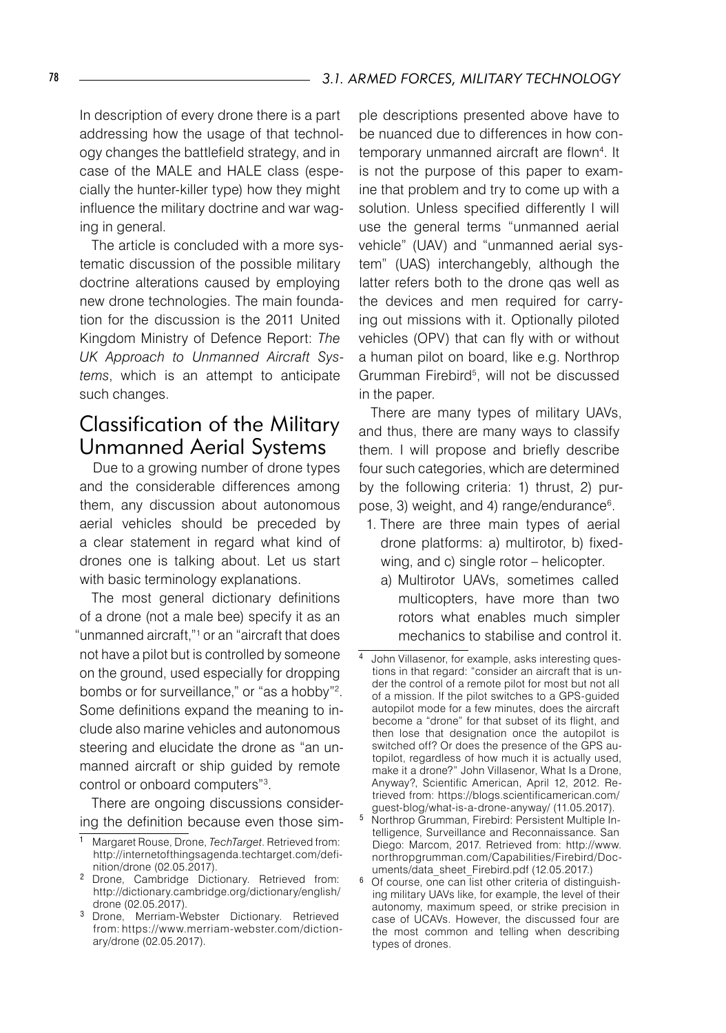In description of every drone there is a part addressing how the usage of that technology changes the battlefield strategy, and in case of the MALE and HALE class (especially the hunter-killer type) how they might influence the military doctrine and war waging in general.

The article is concluded with a more systematic discussion of the possible military doctrine alterations caused by employing new drone technologies. The main foundation for the discussion is the 2011 United Kingdom Ministry of Defence Report: *The UK Approach to Unmanned Aircraft Systems*, which is an attempt to anticipate such changes.

## Classification of the Military Unmanned Aerial Systems

Due to a growing number of drone types and the considerable differences among them, any discussion about autonomous aerial vehicles should be preceded by a clear statement in regard what kind of drones one is talking about. Let us start with basic terminology explanations.

The most general dictionary definitions of a drone (not a male bee) specify it as an "unmanned aircraft,"[1] or an "aircraft that does not have a pilot but is controlled by someone on the ground, used especially for dropping bombs or for surveillance," or "as a hobby"[2]. Some definitions expand the meaning to include also marine vehicles and autonomous steering and elucidate the drone as "an unmanned aircraft or ship guided by remote control or onboard computers"[3].

There are ongoing discussions considering the definition because even those simple descriptions presented above have to be nuanced due to differences in how contemporary unmanned aircraft are flown[4]. It is not the purpose of this paper to examine that problem and try to come up with a solution. Unless specified differently I will use the general terms "unmanned aerial vehicle" (UAV) and "unmanned aerial system" (UAS) interchangebly, although the latter refers both to the drone qas well as the devices and men required for carrying out missions with it. Optionally piloted vehicles (OPV) that can fly with or without a human pilot on board, like e.g. Northrop Grumman Firebird[5], will not be discussed in the paper.

There are many types of military UAVs, and thus, there are many ways to classify them. I will propose and briefly describe four such categories, which are determined by the following criteria: 1) thrust, 2) purpose, 3) weight, and 4) range/endurance[6].

1. There are three main types of aerial drone platforms: a) multirotor, b) fixed-wing, and c) single rotor – helicopter.
   a) Multirotor UAVs, sometimes called multicopters, have more than two rotors what enables much simpler mechanics to stabilise and control it.

---

[1] Margaret Rouse, Drone, *TechTarget*. Retrieved from: http://internetofthingsagenda.techtarget.com/definition/drone (02.05.2017).

[2] Drone, Cambridge Dictionary. Retrieved from: http://dictionary.cambridge.org/dictionary/english/drone (02.05.2017).

[3] Drone, Merriam-Webster Dictionary. Retrieved from: https://www.merriam-webster.com/dictionary/drone (02.05.2017).

[4] John Villasenor, for example, asks interesting questions in that regard: "consider an aircraft that is under the control of a remote pilot for most but not all of a mission. If the pilot switches to a GPS-guided autopilot mode for a few minutes, does the aircraft become a "drone" for that subset of its flight, and then lose that designation once the autopilot is switched off? Or does the presence of the GPS autopilot, regardless of how much it is actually used, make it a drone?" John Villasenor, What Is a Drone, Anyway?, Scientific American, April 12, 2012. Retrieved from: https://blogs.scientificamerican.com/guest-blog/what-is-a-drone-anyway/ (11.05.2017).

[5] Northrop Grumman, Firebird: Persistent Multiple Intelligence, Surveillance and Reconnaissance. San Diego: Marcom, 2017. Retrieved from: http://www.northropgrumman.com/Capabilities/Firebird/Documents/data_sheet_Firebird.pdf (12.05.2017.)

[6] Of course, one can list other criteria of distinguishing military UAVs like, for example, the level of their autonomy, maximum speed, or strike precision in case of UCAVs. However, the discussed four are the most common and telling when describing types of drones.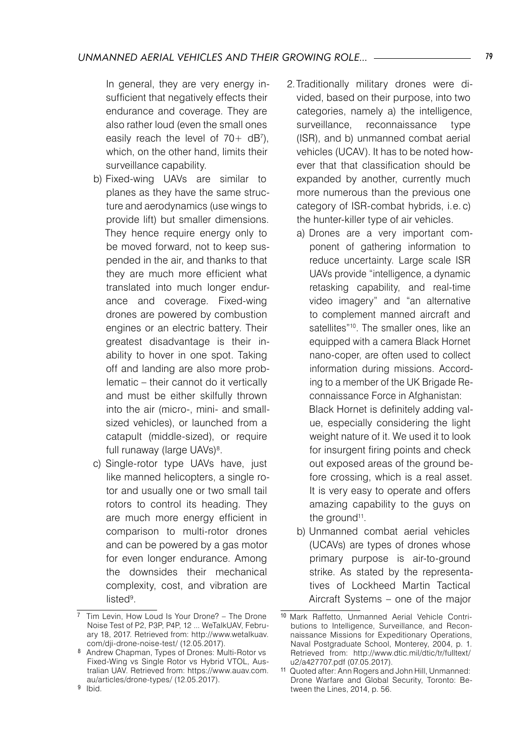In general, they are very energy insufficient that negatively effects their endurance and coverage. They are also rather loud (even the small ones easily reach the level of 70+ dB[7]), which, on the other hand, limits their surveillance capability.

b) Fixed-wing UAVs are similar to planes as they have the same structure and aerodynamics (use wings to provide lift) but smaller dimensions. They hence require energy only to be moved forward, not to keep suspended in the air, and thanks to that they are much more efficient what translated into much longer endurance and coverage. Fixed-wing drones are powered by combustion engines or an electric battery. Their greatest disadvantage is their inability to hover in one spot. Taking off and landing are also more problematic – their cannot do it vertically and must be either skilfully thrown into the air (micro-, mini- and small-sized vehicles), or launched from a catapult (middle-sized), or require full runaway (large UAVs)[8].

c) Single-rotor type UAVs have, just like manned helicopters, a single rotor and usually one or two small tail rotors to control its heading. They are much more energy efficient in comparison to multi-rotor drones and can be powered by a gas motor for even longer endurance. Among the downsides their mechanical complexity, cost, and vibration are listed[9].

2. Traditionally military drones were divided, based on their purpose, into two categories, namely a) the intelligence, surveillance, reconnaissance type (ISR), and b) unmanned combat aerial vehicles (UCAV). It has to be noted however that that classification should be expanded by another, currently much more numerous than the previous one category of ISR-combat hybrids, i.e. c) the hunter-killer type of air vehicles.

a) Drones are a very important component of gathering information to reduce uncertainty. Large scale ISR UAVs provide "intelligence, a dynamic retasking capability, and real-time video imagery" and "an alternative to complement manned aircraft and satellites"[10]. The smaller ones, like an equipped with a camera Black Hornet nano-coper, are often used to collect information during missions. According to a member of the UK Brigade Reconnaissance Force in Afghanistan:

> Black Hornet is definitely adding value, especially considering the light weight nature of it. We used it to look for insurgent firing points and check out exposed areas of the ground before crossing, which is a real asset. It is very easy to operate and offers amazing capability to the guys on the ground[11].

b) Unmanned combat aerial vehicles (UCAVs) are types of drones whose primary purpose is air-to-ground strike. As stated by the representatives of Lockheed Martin Tactical Aircraft Systems – one of the major

---

[7] Tim Levin, How Loud Is Your Drone? – The Drone Noise Test of P2, P3P, P4P, 12 ... WeTalkUAV, February 18, 2017. Retrieved from: http://www.wetalkuav.com/dji-drone-noise-test/ (12.05.2017).

[8] Andrew Chapman, Types of Drones: Multi-Rotor vs Fixed-Wing vs Single Rotor vs Hybrid VTOL, Australian UAV. Retrieved from: https://www.auav.com.au/articles/drone-types/ (12.05.2017).

[9] Ibid.

[10] Mark Raffetto, Unmanned Aerial Vehicle Contributions to Intelligence, Surveillance, and Reconnaissance Missions for Expeditionary Operations, Naval Postgraduate School, Monterey, 2004, p. 1. Retrieved from: http://www.dtic.mil/dtic/tr/fulltext/u2/a427707.pdf (07.05.2017).

[11] Quoted after: Ann Rogers and John Hill, Unmanned: Drone Warfare and Global Security, Toronto: Between the Lines, 2014, p. 56.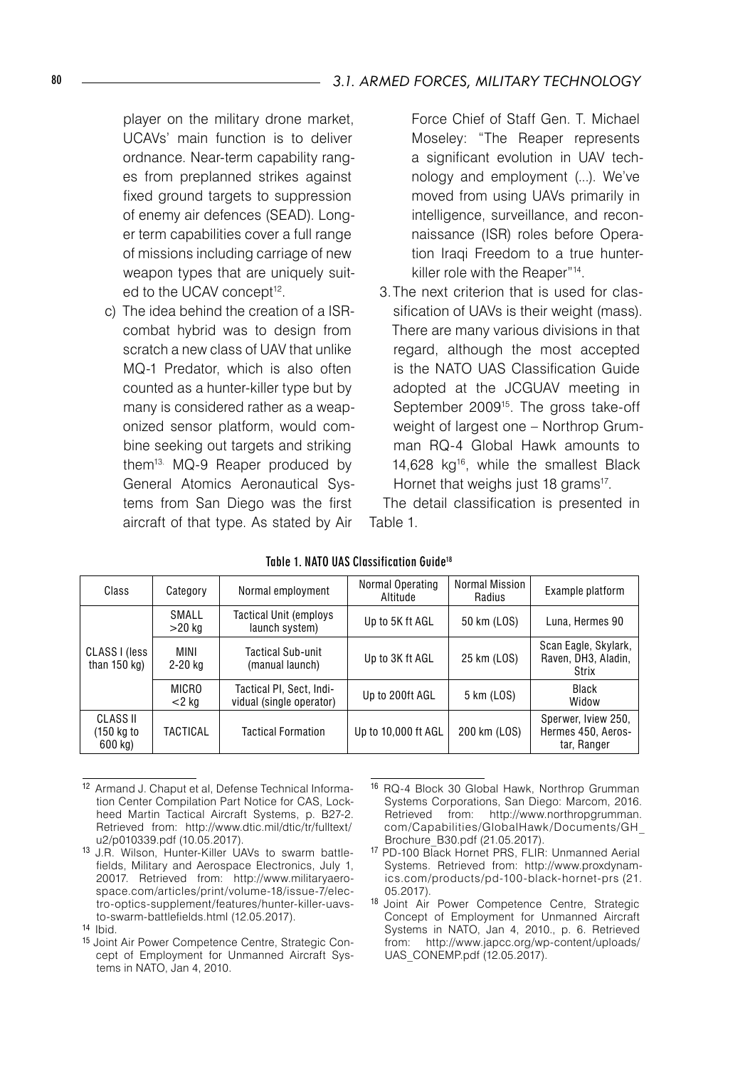player on the military drone market, UCAVs' main function is to deliver ordnance. Near-term capability ranges from preplanned strikes against fixed ground targets to suppression of enemy air defences (SEAD). Longer term capabilities cover a full range of missions including carriage of new weapon types that are uniquely suited to the UCAV concept[12].

c) The idea behind the creation of a ISR-combat hybrid was to design from scratch a new class of UAV that unlike MQ-1 Predator, which is also often counted as a hunter-killer type but by many is considered rather as a weaponized sensor platform, would combine seeking out targets and striking them[13]. MQ-9 Reaper produced by General Atomics Aeronautical Systems from San Diego was the first aircraft of that type. As stated by Air Force Chief of Staff Gen. T. Michael Moseley: "The Reaper represents a significant evolution in UAV technology and employment (...). We've moved from using UAVs primarily in intelligence, surveillance, and reconnaissance (ISR) roles before Operation Iraqi Freedom to a true hunter-killer role with the Reaper"[14].

3. The next criterion that is used for classification of UAVs is their weight (mass). There are many various divisions in that regard, although the most accepted is the NATO UAS Classification Guide adopted at the JCGUAV meeting in September 2009[15]. The gross take-off weight of largest one – Northrop Grumman RQ-4 Global Hawk amounts to 14,628 kg[16], while the smallest Black Hornet that weighs just 18 grams[17].

The detail classification is presented in Table 1.

**Table 1. NATO UAS Classification Guide[18]**

| Class | Category | Normal employment | Normal Operating Altitude | Normal Mission Radius | Example platform |
|---|---|---|---|---|---|
| CLASS I (less than 150 kg) | SMALL >20 kg | Tactical Unit (employs launch system) | Up to 5K ft AGL | 50 km (LOS) | Luna, Hermes 90 |
| | MINI 2-20 kg | Tactical Sub-unit (manual launch) | Up to 3K ft AGL | 25 km (LOS) | Scan Eagle, Skylark, Raven, DH3, Aladin, Strix |
| | MICRO <2 kg | Tactical Pl, Sect, Individual (single operator) | Up to 200ft AGL | 5 km (LOS) | Black Widow |
| CLASS II (150 kg to 600 kg) | TACTICAL | Tactical Formation | Up to 10,000 ft AGL | 200 km (LOS) | Sperwer, Iview 250, Hermes 450, Aerostar, Ranger |

[12] Armand J. Chaput et al, Defense Technical Information Center Compilation Part Notice for CAS, Lockheed Martin Tactical Aircraft Systems, p. B27-2. Retrieved from: http://www.dtic.mil/dtic/tr/fulltext/u2/p010339.pdf (10.05.2017).

[13] J.R. Wilson, Hunter-Killer UAVs to swarm battlefields, Military and Aerospace Electronics, July 1, 20017. Retrieved from: http://www.militaryaerospace.com/articles/print/volume-18/issue-7/electro-optics-supplement/features/hunter-killer-uavs-to-swarm-battlefields.html (12.05.2017).

[14] Ibid.

[15] Joint Air Power Competence Centre, Strategic Concept of Employment for Unmanned Aircraft Systems in NATO, Jan 4, 2010.

[16] RQ-4 Block 30 Global Hawk, Northrop Grumman Systems Corporations, San Diego: Marcom, 2016. Retrieved from: http://www.northropgrumman.com/Capabilities/GlobalHawk/Documents/GH_Brochure_B30.pdf (21.05.2017).

[17] PD-100 Black Hornet PRS, FLIR: Unmanned Aerial Systems. Retrieved from: http://www.proxdynamics.com/products/pd-100-black-hornet-prs (21.05.2017).

[18] Joint Air Power Competence Centre, Strategic Concept of Employment for Unmanned Aircraft Systems in NATO, Jan 4, 2010., p. 6. Retrieved from: http://www.japcc.org/wp-content/uploads/UAS_CONEMP.pdf (12.05.2017).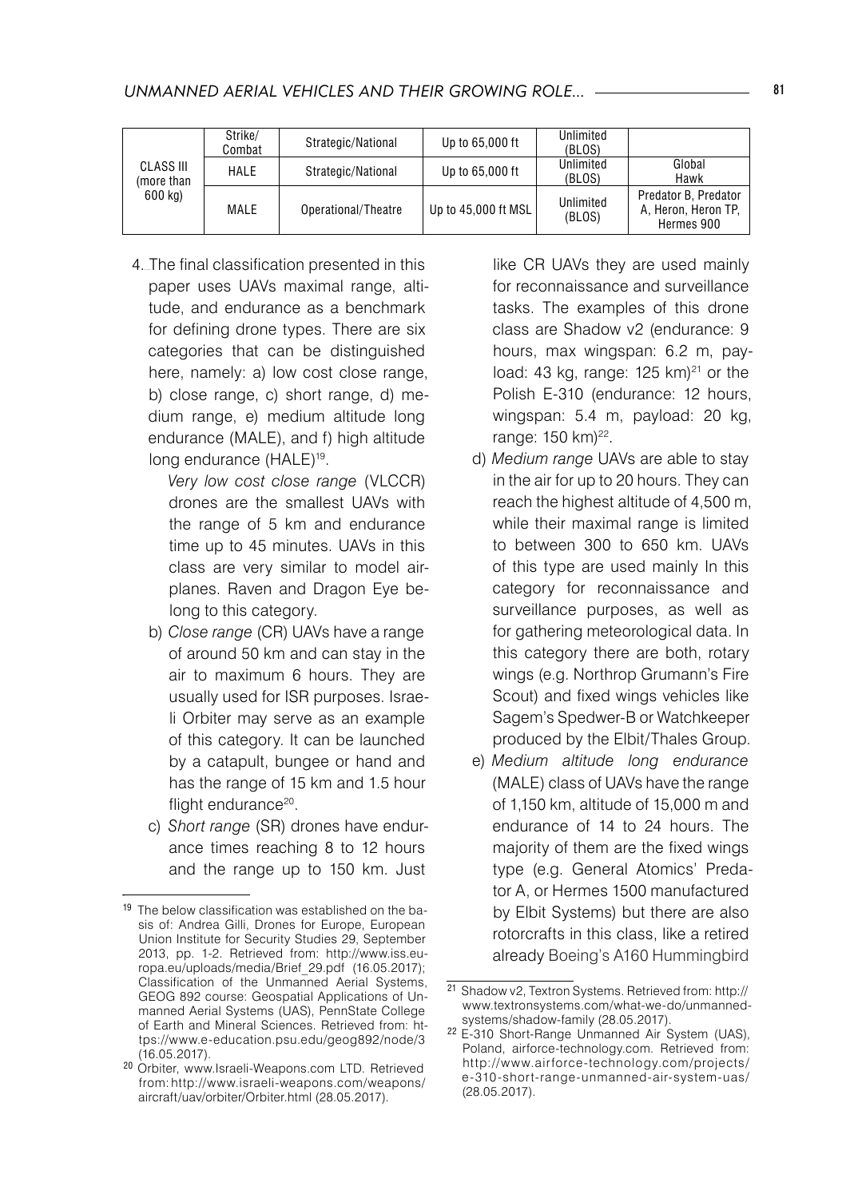| CLASS III (more than 600 kg) | Strike/ Combat | Strategic/National | Up to 65,000 ft | Unlimited (BLOS) | |
|---|---|---|---|---|---|
| | HALE | Strategic/National | Up to 65,000 ft | Unlimited (BLOS) | Global Hawk |
| | MALE | Operational/Theatre | Up to 45,000 ft MSL | Unlimited (BLOS) | Predator B, Predator A, Heron, Heron TP, Hermes 900 |

4. The final classification presented in this paper uses UAVs maximal range, altitude, and endurance as a benchmark for defining drone types. There are six categories that can be distinguished here, namely: a) low cost close range, b) close range, c) short range, d) medium range, e) medium altitude long endurance (MALE), and f) high altitude long endurance (HALE)[19].

   *Very low cost close range* (VLCCR) drones are the smallest UAVs with the range of 5 km and endurance time up to 45 minutes. UAVs in this class are very similar to model airplanes. Raven and Dragon Eye belong to this category.

   b) *Close range* (CR) UAVs have a range of around 50 km and can stay in the air to maximum 6 hours. They are usually used for ISR purposes. Israeli Orbiter may serve as an example of this category. It can be launched by a catapult, bungee or hand and has the range of 15 km and 1.5 hour flight endurance[20].

   c) *Short range* (SR) drones have endurance times reaching 8 to 12 hours and the range up to 150 km. Just like CR UAVs they are used mainly for reconnaissance and surveillance tasks. The examples of this drone class are Shadow v2 (endurance: 9 hours, max wingspan: 6.2 m, payload: 43 kg, range: 125 km)[21] or the Polish E-310 (endurance: 12 hours, wingspan: 5.4 m, payload: 20 kg, range: 150 km)[22].

   d) *Medium range* UAVs are able to stay in the air for up to 20 hours. They can reach the highest altitude of 4,500 m, while their maximal range is limited to between 300 to 650 km. UAVs of this type are used mainly In this category for reconnaissance and surveillance purposes, as well as for gathering meteorological data. In this category there are both, rotary wings (e.g. Northrop Grumann's Fire Scout) and fixed wings vehicles like Sagem's Spedwer-B or Watchkeeper produced by the Elbit/Thales Group.

   e) *Medium altitude long endurance* (MALE) class of UAVs have the range of 1,150 km, altitude of 15,000 m and endurance of 14 to 24 hours. The majority of them are the fixed wings type (e.g. General Atomics' Predator A, or Hermes 1500 manufactured by Elbit Systems) but there are also rotorcrafts in this class, like a retired already Boeing's A160 Hummingbird

---

[19] The below classification was established on the basis of: Andrea Gilli, Drones for Europe, European Union Institute for Security Studies 29, September 2013, pp. 1-2. Retrieved from: http://www.iss.europa.eu/uploads/media/Brief_29.pdf (16.05.2017); Classification of the Unmanned Aerial Systems, GEOG 892 course: Geospatial Applications of Unmanned Aerial Systems (UAS), PennState College of Earth and Mineral Sciences. Retrieved from: https://www.e-education.psu.edu/geog892/node/3 (16.05.2017).

[20] Orbiter, www.Israeli-Weapons.com LTD. Retrieved from: http://www.israeli-weapons.com/weapons/aircraft/uav/orbiter/Orbiter.html (28.05.2017).

[21] Shadow v2, Textron Systems. Retrieved from: http://www.textronsystems.com/what-we-do/unmanned-systems/shadow-family (28.05.2017).

[22] E-310 Short-Range Unmanned Air System (UAS), Poland, airforce-technology.com. Retrieved from: http://www.airforce-technology.com/projects/e-310-short-range-unmanned-air-system-uas/ (28.05.2017).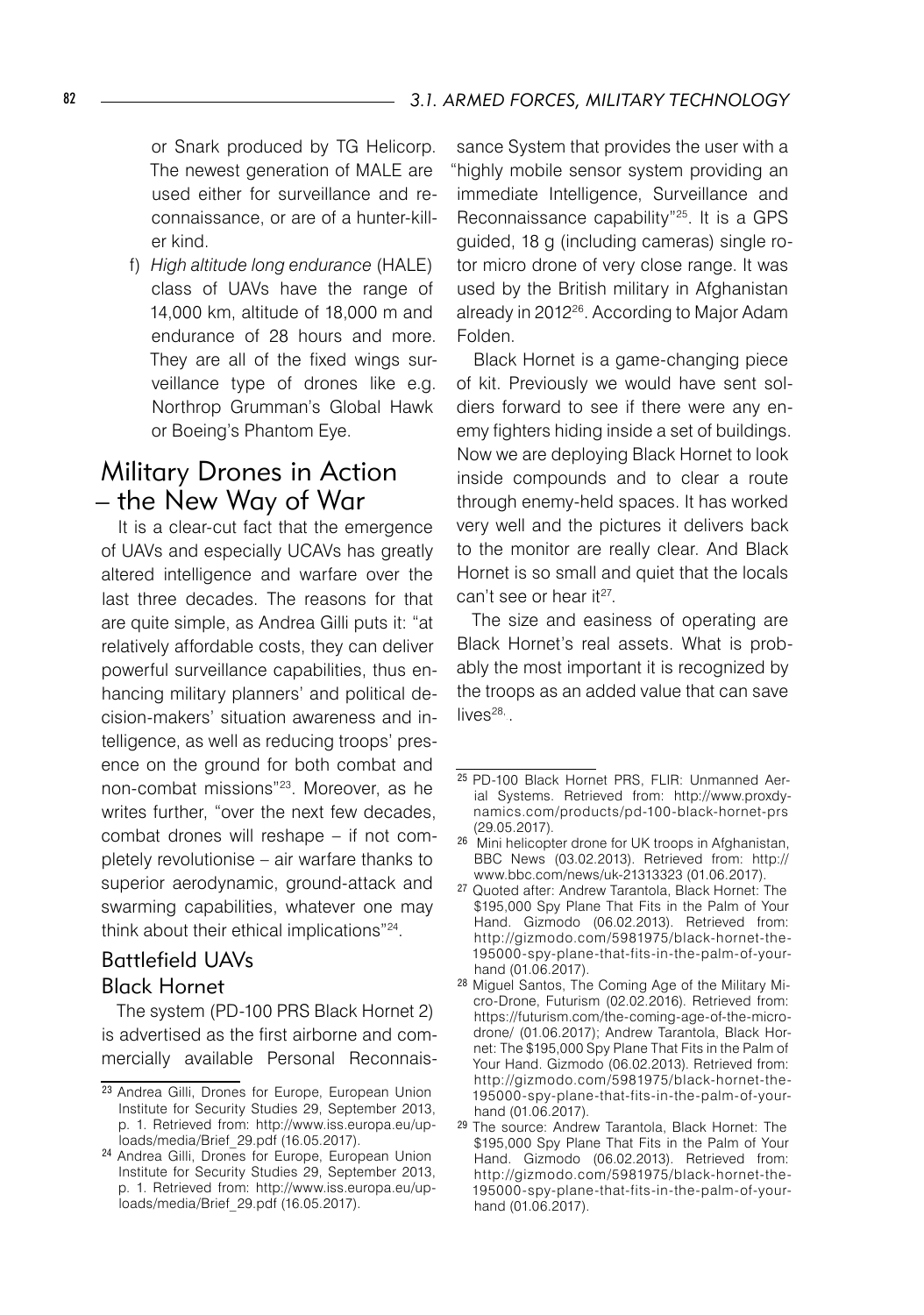or Snark produced by TG Helicorp. The newest generation of MALE are used either for surveillance and reconnaissance, or are of a hunter-killer kind.

f) *High altitude long endurance* (HALE) class of UAVs have the range of 14,000 km, altitude of 18,000 m and endurance of 28 hours and more. They are all of the fixed wings surveillance type of drones like e.g. Northrop Grumman's Global Hawk or Boeing's Phantom Eye.

## Military Drones in Action – the New Way of War

It is a clear-cut fact that the emergence of UAVs and especially UCAVs has greatly altered intelligence and warfare over the last three decades. The reasons for that are quite simple, as Andrea Gilli puts it: "at relatively affordable costs, they can deliver powerful surveillance capabilities, thus enhancing military planners' and political decision-makers' situation awareness and intelligence, as well as reducing troops' presence on the ground for both combat and non-combat missions"[23]. Moreover, as he writes further, "over the next few decades, combat drones will reshape – if not completely revolutionise – air warfare thanks to superior aerodynamic, ground-attack and swarming capabilities, whatever one may think about their ethical implications"[24].

### Battlefield UAVs

#### Black Hornet

The system (PD-100 PRS Black Hornet 2) is advertised as the first airborne and commercially available Personal Reconnaissance System that provides the user with a "highly mobile sensor system providing an immediate Intelligence, Surveillance and Reconnaissance capability"[25]. It is a GPS guided, 18 g (including cameras) single rotor micro drone of very close range. It was used by the British military in Afghanistan already in 2012[26]. According to Major Adam Folden.

Black Hornet is a game-changing piece of kit. Previously we would have sent soldiers forward to see if there were any enemy fighters hiding inside a set of buildings. Now we are deploying Black Hornet to look inside compounds and to clear a route through enemy-held spaces. It has worked very well and the pictures it delivers back to the monitor are really clear. And Black Hornet is so small and quiet that the locals can't see or hear it[27].

The size and easiness of operating are Black Hornet's real assets. What is probably the most important it is recognized by the troops as an added value that can save lives[28].

---

[23] Andrea Gilli, Drones for Europe, European Union Institute for Security Studies 29, September 2013, p. 1. Retrieved from: http://www.iss.europa.eu/uploads/media/Brief_29.pdf (16.05.2017).

[24] Andrea Gilli, Drones for Europe, European Union Institute for Security Studies 29, September 2013, p. 1. Retrieved from: http://www.iss.europa.eu/uploads/media/Brief_29.pdf (16.05.2017).

[25] PD-100 Black Hornet PRS, FLIR: Unmanned Aerial Systems. Retrieved from: http://www.proxdynamics.com/products/pd-100-black-hornet-prs (29.05.2017).

[26] Mini helicopter drone for UK troops in Afghanistan, BBC News (03.02.2013). Retrieved from: http://www.bbc.com/news/uk-21313323 (01.06.2017).

[27] Quoted after: Andrew Tarantola, Black Hornet: The $195,000 Spy Plane That Fits in the Palm of Your Hand. Gizmodo (06.02.2013). Retrieved from: http://gizmodo.com/5981975/black-hornet-the-195000-spy-plane-that-fits-in-the-palm-of-your-hand (01.06.2017).

[28] Miguel Santos, The Coming Age of the Military Micro-Drone, Futurism (02.02.2016). Retrieved from: https://futurism.com/the-coming-age-of-the-micro-drone/ (01.06.2017); Andrew Tarantola, Black Hornet: The $195,000 Spy Plane That Fits in the Palm of Your Hand. Gizmodo (06.02.2013). Retrieved from: http://gizmodo.com/5981975/black-hornet-the-195000-spy-plane-that-fits-in-the-palm-of-your-hand (01.06.2017).

[29] The source: Andrew Tarantola, Black Hornet: The $195,000 Spy Plane That Fits in the Palm of Your Hand. Gizmodo (06.02.2013). Retrieved from: http://gizmodo.com/5981975/black-hornet-the-195000-spy-plane-that-fits-in-the-palm-of-your-hand (01.06.2017).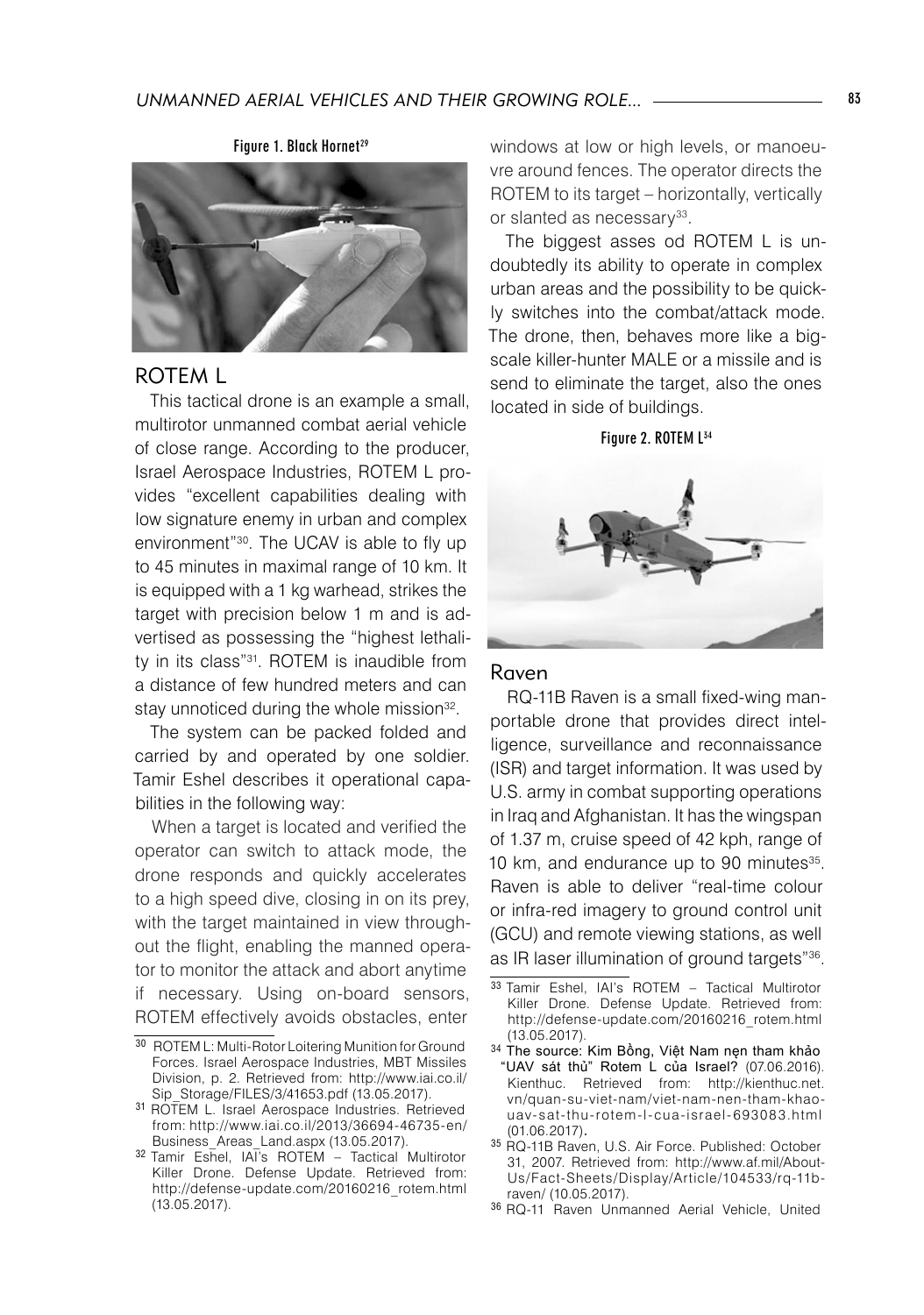Figure 1. Black Hornet[29]

## ROTEM L

This tactical drone is an example a small, multirotor unmanned combat aerial vehicle of close range. According to the producer, Israel Aerospace Industries, ROTEM L provides "excellent capabilities dealing with low signature enemy in urban and complex environment"[30]. The UCAV is able to fly up to 45 minutes in maximal range of 10 km. It is equipped with a 1 kg warhead, strikes the target with precision below 1 m and is advertised as possessing the "highest lethality in its class"[31]. ROTEM is inaudible from a distance of few hundred meters and can stay unnoticed during the whole mission[32].

The system can be packed folded and carried by and operated by one soldier. Tamir Eshel describes it operational capabilities in the following way:

When a target is located and verified the operator can switch to attack mode, the drone responds and quickly accelerates to a high speed dive, closing in on its prey, with the target maintained in view throughout the flight, enabling the manned operator to monitor the attack and abort anytime if necessary. Using on-board sensors, ROTEM effectively avoids obstacles, enter windows at low or high levels, or manoeuvre around fences. The operator directs the ROTEM to its target – horizontally, vertically or slanted as necessary[33].

The biggest asses od ROTEM L is undoubtedly its ability to operate in complex urban areas and the possibility to be quickly switches into the combat/attack mode. The drone, then, behaves more like a big-scale killer-hunter MALE or a missile and is send to eliminate the target, also the ones located in side of buildings.

Figure 2. ROTEM L[34]

## Raven

RQ-11B Raven is a small fixed-wing man-portable drone that provides direct intelligence, surveillance and reconnaissance (ISR) and target information. It was used by U.S. army in combat supporting operations in Iraq and Afghanistan. It has the wingspan of 1.37 m, cruise speed of 42 kph, range of 10 km, and endurance up to 90 minutes[35]. Raven is able to deliver "real-time colour or infra-red imagery to ground control unit (GCU) and remote viewing stations, as well as IR laser illumination of ground targets"[36].

---

[30] ROTEM L: Multi-Rotor Loitering Munition for Ground Forces. Israel Aerospace Industries, MBT Missiles Division, p. 2. Retrieved from: http://www.iai.co.il/Sip_Storage/FILES/3/41653.pdf (13.05.2017).

[31] ROTEM L. Israel Aerospace Industries. Retrieved from: http://www.iai.co.il/2013/36694-46735-en/Business_Areas_Land.aspx (13.05.2017).

[32] Tamir Eshel, IAI's ROTEM – Tactical Multirotor Killer Drone. Defense Update. Retrieved from: http://defense-update.com/20160216_rotem.html (13.05.2017).

[33] Tamir Eshel, IAI's ROTEM – Tactical Multirotor Killer Drone. Defense Update. Retrieved from: http://defense-update.com/20160216_rotem.html (13.05.2017).

[34] The source: Kim Bồng, Việt Nam nẹn tham khảo "UAV sát thủ" Rotem L của Israel? (07.06.2016). Kienthuc. Retrieved from: http://kienthuc.net.vn/quan-su-viet-nam/viet-nam-nen-tham-khao-uav-sat-thu-rotem-l-cua-israel-693083.html (01.06.2017).

[35] RQ-11B Raven, U.S. Air Force. Published: October 31, 2007. Retrieved from: http://www.af.mil/About-Us/Fact-Sheets/Display/Article/104533/rq-11b-raven/ (10.05.2017).

[36] RQ-11 Raven Unmanned Aerial Vehicle, United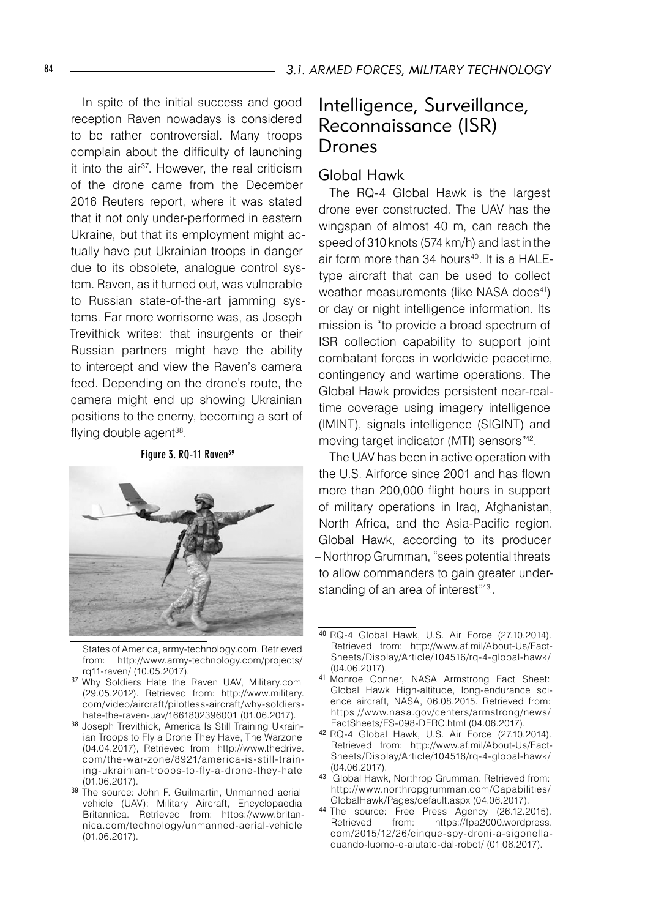In spite of the initial success and good reception Raven nowadays is considered to be rather controversial. Many troops complain about the difficulty of launching it into the air[37]. However, the real criticism of the drone came from the December 2016 Reuters report, where it was stated that it not only under-performed in eastern Ukraine, but that its employment might actually have put Ukrainian troops in danger due to its obsolete, analogue control system. Raven, as it turned out, was vulnerable to Russian state-of-the-art jamming systems. Far more worrisome was, as Joseph Trevithick writes: that insurgents or their Russian partners might have the ability to intercept and view the Raven's camera feed. Depending on the drone's route, the camera might end up showing Ukrainian positions to the enemy, becoming a sort of flying double agent[38].

**Figure 3. RQ-11 Raven[39]**

States of America, army-technology.com. Retrieved from: http://www.army-technology.com/projects/rq11-raven/ (10.05.2017).

[37] Why Soldiers Hate the Raven UAV, Military.com (29.05.2012). Retrieved from: http://www.military.com/video/aircraft/pilotless-aircraft/why-soldiers-hate-the-raven-uav/1661802396001 (01.06.2017).

[38] Joseph Trevithick, America Is Still Training Ukrainian Troops to Fly a Drone They Have, The Warzone (04.04.2017), Retrieved from: http://www.thedrive.com/the-war-zone/8921/america-is-still-training-ukrainian-troops-to-fly-a-drone-they-hate (01.06.2017).

[39] The source: John F. Guilmartin, Unmanned aerial vehicle (UAV): Military Aircraft, Encyclopaedia Britannica. Retrieved from: https://www.britannica.com/technology/unmanned-aerial-vehicle (01.06.2017).

## Intelligence, Surveillance, Reconnaissance (ISR) Drones

### Global Hawk

The RQ-4 Global Hawk is the largest drone ever constructed. The UAV has the wingspan of almost 40 m, can reach the speed of 310 knots (574 km/h) and last in the air form more than 34 hours[40]. It is a HALE-type aircraft that can be used to collect weather measurements (like NASA does[41]) or day or night intelligence information. Its mission is "to provide a broad spectrum of ISR collection capability to support joint combatant forces in worldwide peacetime, contingency and wartime operations. The Global Hawk provides persistent near-real-time coverage using imagery intelligence (IMINT), signals intelligence (SIGINT) and moving target indicator (MTI) sensors"[42].

The UAV has been in active operation with the U.S. Airforce since 2001 and has flown more than 200,000 flight hours in support of military operations in Iraq, Afghanistan, North Africa, and the Asia-Pacific region. Global Hawk, according to its producer – Northrop Grumman, "sees potential threats to allow commanders to gain greater understanding of an area of interest"[43].

[40] RQ-4 Global Hawk, U.S. Air Force (27.10.2014). Retrieved from: http://www.af.mil/About-Us/Fact-Sheets/Display/Article/104516/rq-4-global-hawk/ (04.06.2017).

[41] Monroe Conner, NASA Armstrong Fact Sheet: Global Hawk High-altitude, long-endurance science aircraft, NASA, 06.08.2015. Retrieved from: https://www.nasa.gov/centers/armstrong/news/FactSheets/FS-098-DFRC.html (04.06.2017).

[42] RQ-4 Global Hawk, U.S. Air Force (27.10.2014). Retrieved from: http://www.af.mil/About-Us/Fact-Sheets/Display/Article/104516/rq-4-global-hawk/ (04.06.2017).

[43] Global Hawk, Northrop Grumman. Retrieved from: http://www.northropgrumman.com/Capabilities/GlobalHawk/Pages/default.aspx (04.06.2017).

[44] The source: Free Press Agency (26.12.2015). Retrieved from: https://fpa2000.wordpress.com/2015/12/26/cinque-spy-droni-a-sigonella-quando-luomo-e-aiutato-dal-robot/ (01.06.2017).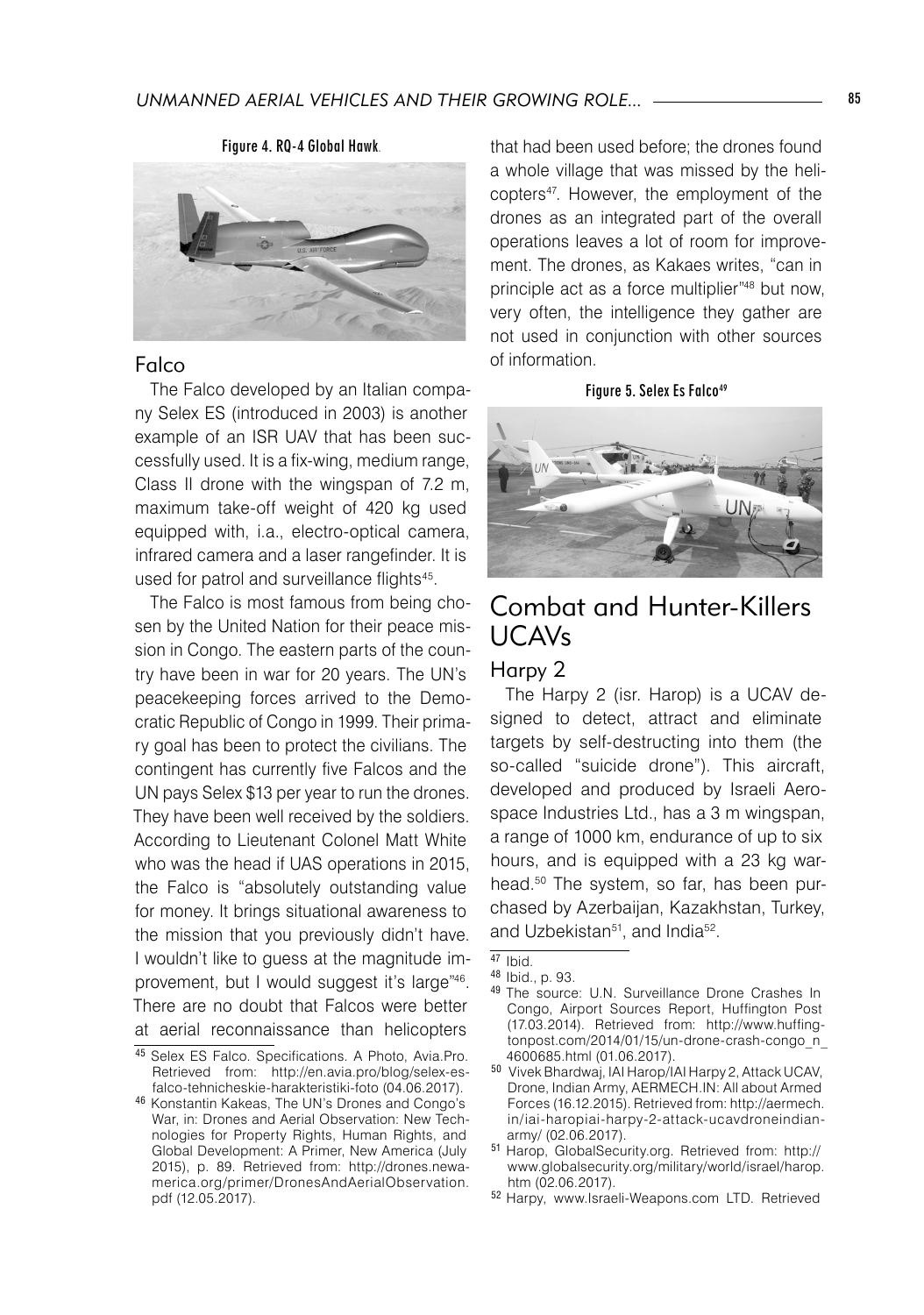Figure 4. RQ-4 Global Hawk.

### Falco

The Falco developed by an Italian company Selex ES (introduced in 2003) is another example of an ISR UAV that has been successfully used. It is a fix-wing, medium range, Class II drone with the wingspan of 7.2 m, maximum take-off weight of 420 kg used equipped with, i.a., electro-optical camera, infrared camera and a laser rangefinder. It is used for patrol and surveillance flights[45].

The Falco is most famous from being chosen by the United Nation for their peace mission in Congo. The eastern parts of the country have been in war for 20 years. The UN's peacekeeping forces arrived to the Democratic Republic of Congo in 1999. Their primary goal has been to protect the civilians. The contingent has currently five Falcos and the UN pays Selex $13 per year to run the drones. They have been well received by the soldiers. According to Lieutenant Colonel Matt White who was the head if UAS operations in 2015, the Falco is "absolutely outstanding value for money. It brings situational awareness to the mission that you previously didn't have. I wouldn't like to guess at the magnitude improvement, but I would suggest it's large"[46]. There are no doubt that Falcos were better at aerial reconnaissance than helicopters that had been used before; the drones found a whole village that was missed by the helicopters[47]. However, the employment of the drones as an integrated part of the overall operations leaves a lot of room for improvement. The drones, as Kakaes writes, "can in principle act as a force multiplier"[48] but now, very often, the intelligence they gather are not used in conjunction with other sources of information.

Figure 5. Selex Es Falco[49]

## Combat and Hunter-Killers UCAVs

### Harpy 2

The Harpy 2 (isr. Harop) is a UCAV designed to detect, attract and eliminate targets by self-destructing into them (the so-called "suicide drone"). This aircraft, developed and produced by Israeli Aerospace Industries Ltd., has a 3 m wingspan, a range of 1000 km, endurance of up to six hours, and is equipped with a 23 kg warhead.[50] The system, so far, has been purchased by Azerbaijan, Kazakhstan, Turkey, and Uzbekistan[51], and India[52].

---

[45] Selex ES Falco. Specifications. A Photo, Avia.Pro. Retrieved from: http://en.avia.pro/blog/selex-es-falco-tehnicheskie-harakteristiki-foto (04.06.2017).

[46] Konstantin Kakeas, The UN's Drones and Congo's War, in: Drones and Aerial Observation: New Technologies for Property Rights, Human Rights, and Global Development: A Primer, New America (July 2015), p. 89. Retrieved from: http://drones.newamerica.org/primer/DronesAndAerialObservation.pdf (12.05.2017).

[47] Ibid.

[48] Ibid., p. 93.

[49] The source: U.N. Surveillance Drone Crashes In Congo, Airport Sources Report, Huffington Post (17.03.2014). Retrieved from: http://www.huffingtonpost.com/2014/01/15/un-drone-crash-congo_n_4600685.html (01.06.2017).

[50] Vivek Bhardwaj, IAI Harop/IAI Harpy 2, Attack UCAV, Drone, Indian Army, AERMECH.IN: All about Armed Forces (16.12.2015). Retrieved from: http://aermech.in/iai-haropiai-harpy-2-attack-ucavdroneindian-army/ (02.06.2017).

[51] Harop, GlobalSecurity.org. Retrieved from: http://www.globalsecurity.org/military/world/israel/harop.htm (02.06.2017).

[52] Harpy, www.Israeli-Weapons.com LTD. Retrieved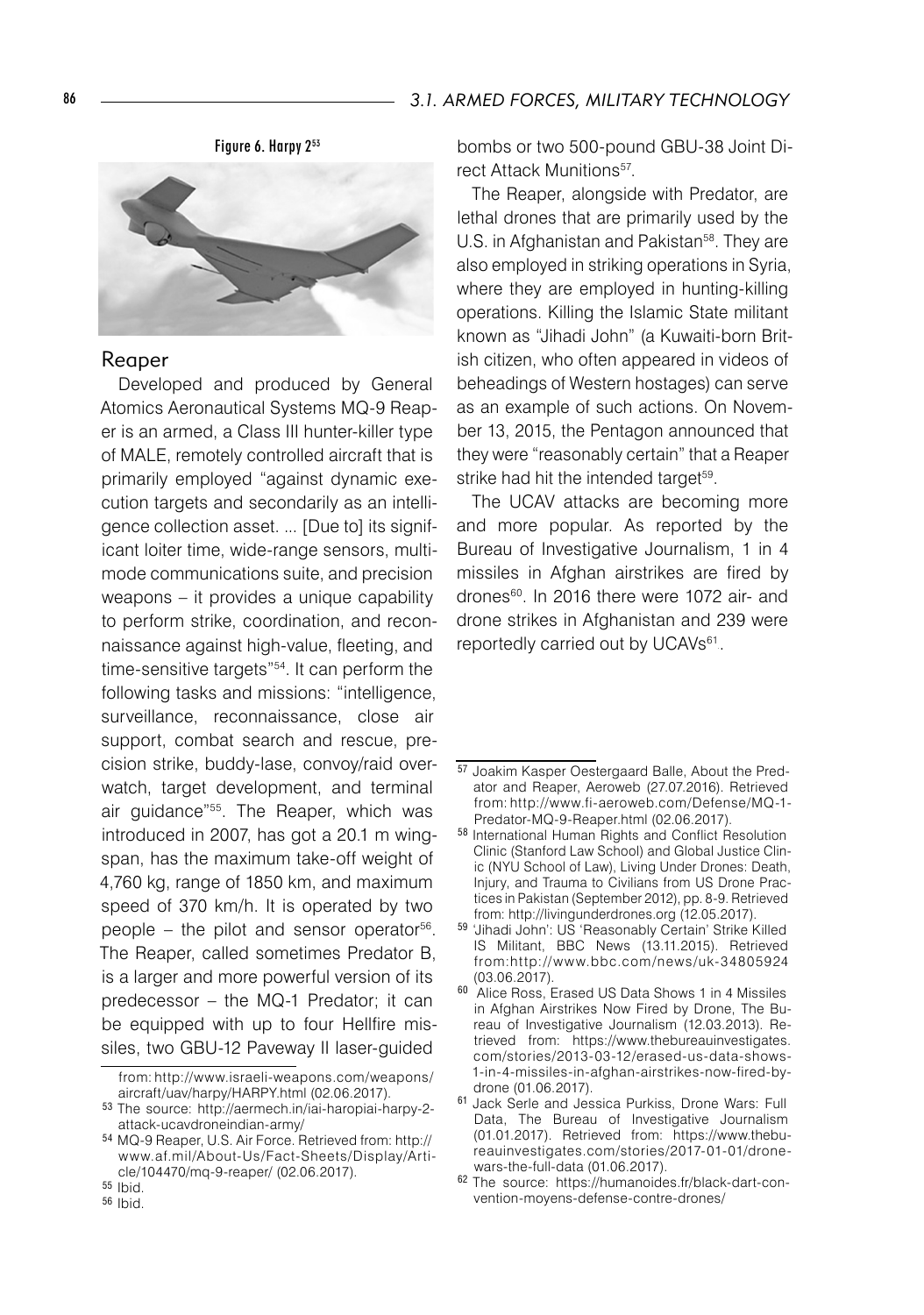Figure 6. Harpy 2[53]

## Reaper

Developed and produced by General Atomics Aeronautical Systems MQ-9 Reaper is an armed, a Class III hunter-killer type of MALE, remotely controlled aircraft that is primarily employed "against dynamic execution targets and secondarily as an intelligence collection asset. ... [Due to] its significant loiter time, wide-range sensors, multi-mode communications suite, and precision weapons – it provides a unique capability to perform strike, coordination, and reconnaissance against high-value, fleeting, and time-sensitive targets"[54]. It can perform the following tasks and missions: "intelligence, surveillance, reconnaissance, close air support, combat search and rescue, precision strike, buddy-lase, convoy/raid overwatch, target development, and terminal air guidance"[55]. The Reaper, which was introduced in 2007, has got a 20.1 m wingspan, has the maximum take-off weight of 4,760 kg, range of 1850 km, and maximum speed of 370 km/h. It is operated by two people – the pilot and sensor operator[56]. The Reaper, called sometimes Predator B, is a larger and more powerful version of its predecessor – the MQ-1 Predator; it can be equipped with up to four Hellfire missiles, two GBU-12 Paveway II laser-guided bombs or two 500-pound GBU-38 Joint Direct Attack Munitions[57].

The Reaper, alongside with Predator, are lethal drones that are primarily used by the U.S. in Afghanistan and Pakistan[58]. They are also employed in striking operations in Syria, where they are employed in hunting-killing operations. Killing the Islamic State militant known as "Jihadi John" (a Kuwaiti-born British citizen, who often appeared in videos of beheadings of Western hostages) can serve as an example of such actions. On November 13, 2015, the Pentagon announced that they were "reasonably certain" that a Reaper strike had hit the intended target[59].

The UCAV attacks are becoming more and more popular. As reported by the Bureau of Investigative Journalism, 1 in 4 missiles in Afghan airstrikes are fired by drones[60]. In 2016 there were 1072 air- and drone strikes in Afghanistan and 239 were reportedly carried out by UCAVs[61].

---

from: http://www.israeli-weapons.com/weapons/aircraft/uav/harpy/HARPY.html (02.06.2017).

53 The source: http://aermech.in/iai-haropiai-harpy-2-attack-ucavdroneindian-army/

54 MQ-9 Reaper, U.S. Air Force. Retrieved from: http://www.af.mil/About-Us/Fact-Sheets/Display/Article/104470/mq-9-reaper/ (02.06.2017).

55 Ibid.

56 Ibid.

57 Joakim Kasper Oestergaard Balle, About the Predator and Reaper, Aeroweb (27.07.2016). Retrieved from: http://www.fi-aeroweb.com/Defense/MQ-1-Predator-MQ-9-Reaper.html (02.06.2017).

58 International Human Rights and Conflict Resolution Clinic (Stanford Law School) and Global Justice Clinic (NYU School of Law), Living Under Drones: Death, Injury, and Trauma to Civilians from US Drone Practices in Pakistan (September 2012), pp. 8-9. Retrieved from: http://livingunderdrones.org (12.05.2017).

59 'Jihadi John': US 'Reasonably Certain' Strike Killed IS Militant, BBC News (13.11.2015). Retrieved from:http://www.bbc.com/news/uk-34805924 (03.06.2017).

60 Alice Ross, Erased US Data Shows 1 in 4 Missiles in Afghan Airstrikes Now Fired by Drone, The Bureau of Investigative Journalism (12.03.2013). Retrieved from: https://www.thebureauinvestigates.com/stories/2013-03-12/erased-us-data-shows-1-in-4-missiles-in-afghan-airstrikes-now-fired-by-drone (01.06.2017).

61 Jack Serle and Jessica Purkiss, Drone Wars: Full Data, The Bureau of Investigative Journalism (01.01.2017). Retrieved from: https://www.thebureauinvestigates.com/stories/2017-01-01/drone-wars-the-full-data (01.06.2017).

62 The source: https://humanoides.fr/black-dart-convention-moyens-defense-contre-drones/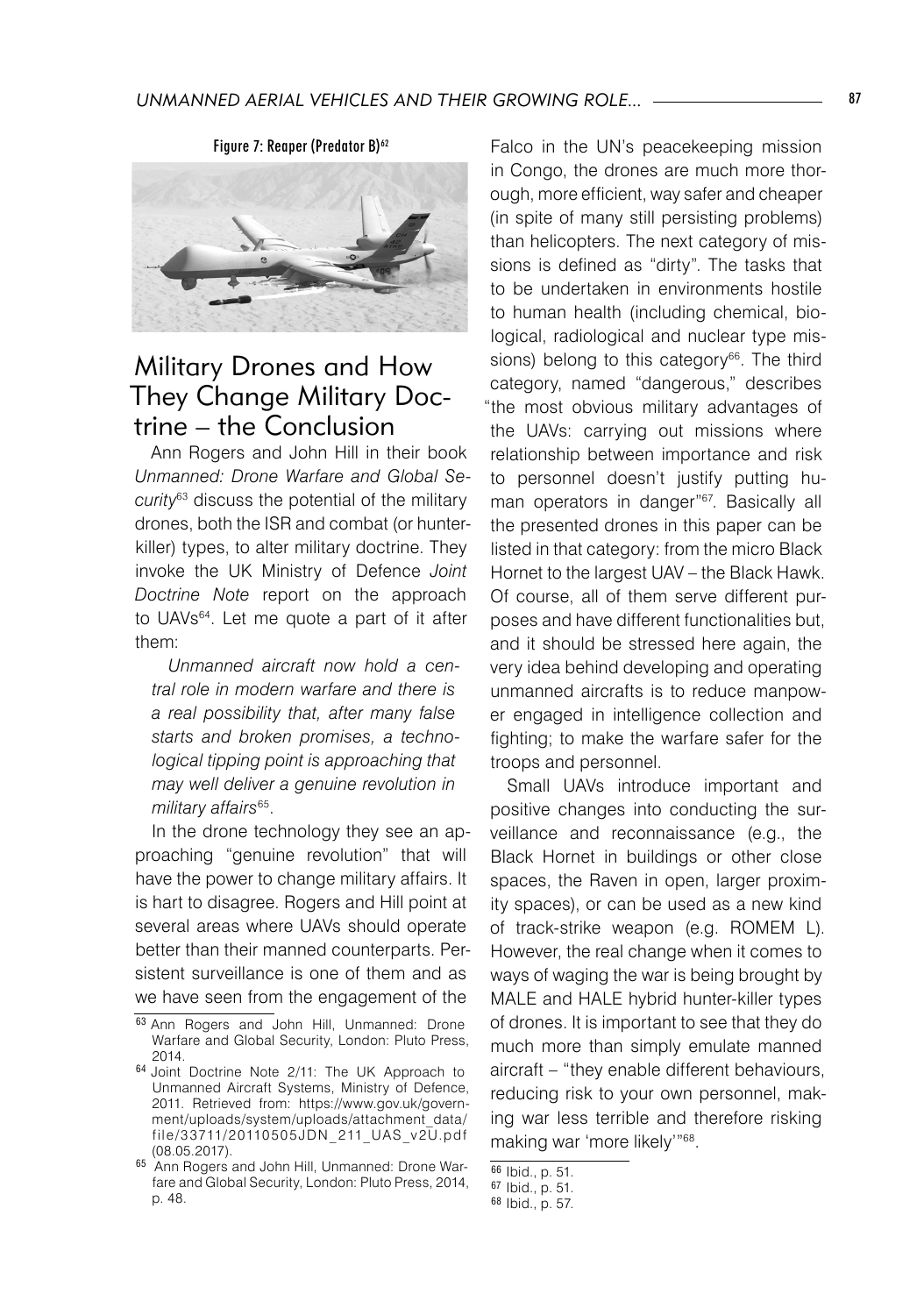Figure 7: Reaper (Predator B)[62]

## Military Drones and How They Change Military Doctrine – the Conclusion

Ann Rogers and John Hill in their book *Unmanned: Drone Warfare and Global Security*[63] discuss the potential of the military drones, both the ISR and combat (or hunter-killer) types, to alter military doctrine. They invoke the UK Ministry of Defence *Joint Doctrine Note* report on the approach to UAVs[64]. Let me quote a part of it after them:

> *Unmanned aircraft now hold a central role in modern warfare and there is a real possibility that, after many false starts and broken promises, a technological tipping point is approaching that may well deliver a genuine revolution in military affairs*[65].

In the drone technology they see an approaching "genuine revolution" that will have the power to change military affairs. It is hart to disagree. Rogers and Hill point at several areas where UAVs should operate better than their manned counterparts. Persistent surveillance is one of them and as we have seen from the engagement of the Falco in the UN's peacekeeping mission in Congo, the drones are much more thorough, more efficient, way safer and cheaper (in spite of many still persisting problems) than helicopters. The next category of missions is defined as "dirty". The tasks that to be undertaken in environments hostile to human health (including chemical, biological, radiological and nuclear type missions) belong to this category[66]. The third category, named "dangerous," describes "the most obvious military advantages of the UAVs: carrying out missions where relationship between importance and risk to personnel doesn't justify putting human operators in danger"[67]. Basically all the presented drones in this paper can be listed in that category: from the micro Black Hornet to the largest UAV – the Black Hawk. Of course, all of them serve different purposes and have different functionalities but, and it should be stressed here again, the very idea behind developing and operating unmanned aircrafts is to reduce manpower engaged in intelligence collection and fighting; to make the warfare safer for the troops and personnel.

Small UAVs introduce important and positive changes into conducting the surveillance and reconnaissance (e.g., the Black Hornet in buildings or other close spaces, the Raven in open, larger proximity spaces), or can be used as a new kind of track-strike weapon (e.g. ROMEM L). However, the real change when it comes to ways of waging the war is being brought by MALE and HALE hybrid hunter-killer types of drones. It is important to see that they do much more than simply emulate manned aircraft – "they enable different behaviours, reducing risk to your own personnel, making war less terrible and therefore risking making war 'more likely'"[68].

---

[63] Ann Rogers and John Hill, Unmanned: Drone Warfare and Global Security, London: Pluto Press, 2014.

[64] Joint Doctrine Note 2/11: The UK Approach to Unmanned Aircraft Systems, Ministry of Defence, 2011. Retrieved from: https://www.gov.uk/government/uploads/system/uploads/attachment_data/file/33711/20110505JDN_211_UAS_v2U.pdf (08.05.2017).

[65] Ann Rogers and John Hill, Unmanned: Drone Warfare and Global Security, London: Pluto Press, 2014, p. 48.

[66] Ibid., p. 51.

[67] Ibid., p. 51.

[68] Ibid., p. 57.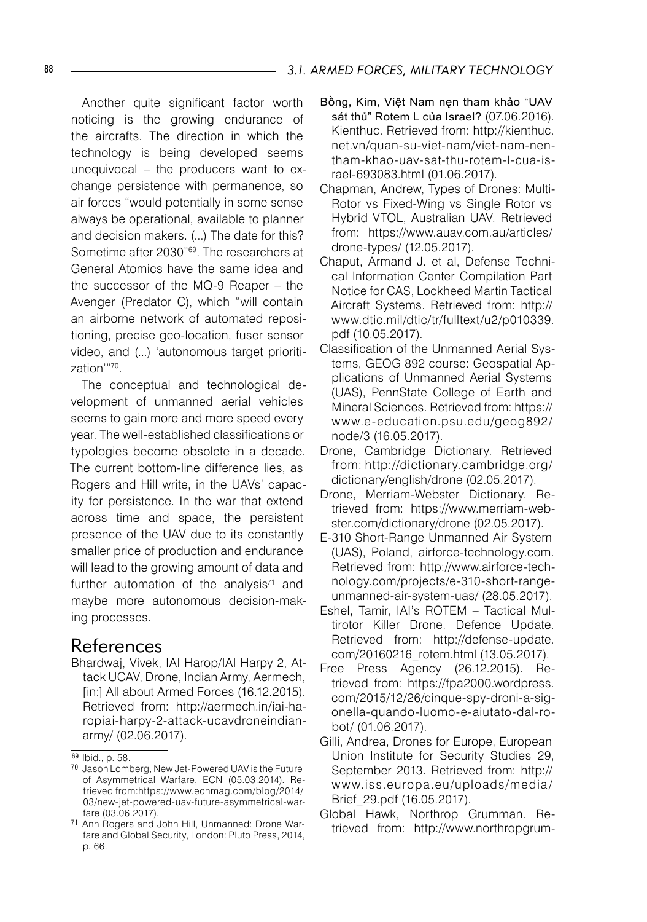Another quite significant factor worth noticing is the growing endurance of the aircrafts. The direction in which the technology is being developed seems unequivocal – the producers want to exchange persistence with permanence, so air forces "would potentially in some sense always be operational, available to planner and decision makers. (...) The date for this? Sometime after 2030"[69]. The researchers at General Atomics have the same idea and the successor of the MQ-9 Reaper – the Avenger (Predator C), which "will contain an airborne network of automated repositioning, precise geo-location, fuser sensor video, and (...) 'autonomous target prioritization'"[70].

The conceptual and technological development of unmanned aerial vehicles seems to gain more and more speed every year. The well-established classifications or typologies become obsolete in a decade. The current bottom-line difference lies, as Rogers and Hill write, in the UAVs' capacity for persistence. In the war that extend across time and space, the persistent presence of the UAV due to its constantly smaller price of production and endurance will lead to the growing amount of data and further automation of the analysis[71] and maybe more autonomous decision-making processes.

# References

Bhardwaj, Vivek, IAI Harop/IAI Harpy 2, Attack UCAV, Drone, Indian Army, Aermech, [in:] All about Armed Forces (16.12.2015). Retrieved from: http://aermech.in/iai-haropiai-harpy-2-attack-ucavdroneindianarmy/ (02.06.2017).

Bồng, Kim, Việt Nam nẹn tham khảo "UAV sát thủ" Rotem L của Israel? (07.06.2016). Kienthuc. Retrieved from: http://kienthuc.net.vn/quan-su-viet-nam/viet-nam-nen-tham-khao-uav-sat-thu-rotem-l-cua-israel-693083.html (01.06.2017).

Chapman, Andrew, Types of Drones: Multi-Rotor vs Fixed-Wing vs Single Rotor vs Hybrid VTOL, Australian UAV. Retrieved from: https://www.auav.com.au/articles/drone-types/ (12.05.2017).

Chaput, Armand J. et al, Defense Technical Information Center Compilation Part Notice for CAS, Lockheed Martin Tactical Aircraft Systems. Retrieved from: http://www.dtic.mil/dtic/tr/fulltext/u2/p010339.pdf (10.05.2017).

Classification of the Unmanned Aerial Systems, GEOG 892 course: Geospatial Applications of Unmanned Aerial Systems (UAS), PennState College of Earth and Mineral Sciences. Retrieved from: https://www.e-education.psu.edu/geog892/node/3 (16.05.2017).

Drone, Cambridge Dictionary. Retrieved from: http://dictionary.cambridge.org/dictionary/english/drone (02.05.2017).

Drone, Merriam-Webster Dictionary. Retrieved from: https://www.merriam-webster.com/dictionary/drone (02.05.2017).

E-310 Short-Range Unmanned Air System (UAS), Poland, airforce-technology.com. Retrieved from: http://www.airforce-technology.com/projects/e-310-short-range-unmanned-air-system-uas/ (28.05.2017).

Eshel, Tamir, IAI's ROTEM – Tactical Multirotor Killer Drone. Defence Update. Retrieved from: http://defense-update.com/20160216_rotem.html (13.05.2017).

Free Press Agency (26.12.2015). Retrieved from: https://fpa2000.wordpress.com/2015/12/26/cinque-spy-droni-a-sigonella-quando-luomo-e-aiutato-dal-robot/ (01.06.2017).

Gilli, Andrea, Drones for Europe, European Union Institute for Security Studies 29, September 2013. Retrieved from: http://www.iss.europa.eu/uploads/media/Brief_29.pdf (16.05.2017).

Global Hawk, Northrop Grumman. Retrieved from: http://www.northropgrum-

---

[69] Ibid., p. 58.

[70] Jason Lomberg, New Jet-Powered UAV is the Future of Asymmetrical Warfare, ECN (05.03.2014). Retrieved from:https://www.ecnmag.com/blog/2014/03/new-jet-powered-uav-future-asymmetrical-warfare (03.06.2017).

[71] Ann Rogers and John Hill, Unmanned: Drone Warfare and Global Security, London: Pluto Press, 2014, p. 66.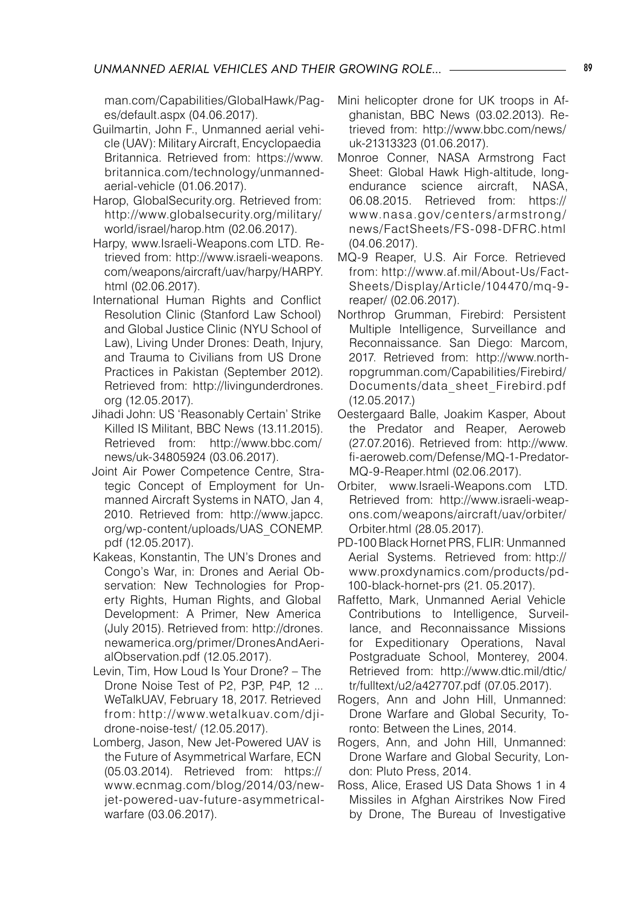man.com/Capabilities/GlobalHawk/Pages/default.aspx (04.06.2017).

Guilmartin, John F., Unmanned aerial vehicle (UAV): Military Aircraft, Encyclopaedia Britannica. Retrieved from: https://www.britannica.com/technology/unmanned-aerial-vehicle (01.06.2017).

Harop, GlobalSecurity.org. Retrieved from: http://www.globalsecurity.org/military/world/israel/harop.htm (02.06.2017).

Harpy, www.Israeli-Weapons.com LTD. Retrieved from: http://www.israeli-weapons.com/weapons/aircraft/uav/harpy/HARPY.html (02.06.2017).

International Human Rights and Conflict Resolution Clinic (Stanford Law School) and Global Justice Clinic (NYU School of Law), Living Under Drones: Death, Injury, and Trauma to Civilians from US Drone Practices in Pakistan (September 2012). Retrieved from: http://livingunderdrones.org (12.05.2017).

Jihadi John: US 'Reasonably Certain' Strike Killed IS Militant, BBC News (13.11.2015). Retrieved from: http://www.bbc.com/news/uk-34805924 (03.06.2017).

Joint Air Power Competence Centre, Strategic Concept of Employment for Unmanned Aircraft Systems in NATO, Jan 4, 2010. Retrieved from: http://www.japcc.org/wp-content/uploads/UAS_CONEMP.pdf (12.05.2017).

Kakeas, Konstantin, The UN's Drones and Congo's War, in: Drones and Aerial Observation: New Technologies for Property Rights, Human Rights, and Global Development: A Primer, New America (July 2015). Retrieved from: http://drones.newamerica.org/primer/DronesAndAerialObservation.pdf (12.05.2017).

Levin, Tim, How Loud Is Your Drone? – The Drone Noise Test of P2, P3P, P4P, 12 ... WeTalkUAV, February 18, 2017. Retrieved from: http://www.wetalkuav.com/dji-drone-noise-test/ (12.05.2017).

Lomberg, Jason, New Jet-Powered UAV is the Future of Asymmetrical Warfare, ECN (05.03.2014). Retrieved from: https://www.ecnmag.com/blog/2014/03/new-jet-powered-uav-future-asymmetrical-warfare (03.06.2017).

Mini helicopter drone for UK troops in Afghanistan, BBC News (03.02.2013). Retrieved from: http://www.bbc.com/news/uk-21313323 (01.06.2017).

Monroe Conner, NASA Armstrong Fact Sheet: Global Hawk High-altitude, long-endurance science aircraft, NASA, 06.08.2015. Retrieved from: https://www.nasa.gov/centers/armstrong/news/FactSheets/FS-098-DFRC.html (04.06.2017).

MQ-9 Reaper, U.S. Air Force. Retrieved from: http://www.af.mil/About-Us/Fact-Sheets/Display/Article/104470/mq-9-reaper/ (02.06.2017).

Northrop Grumman, Firebird: Persistent Multiple Intelligence, Surveillance and Reconnaissance. San Diego: Marcom, 2017. Retrieved from: http://www.northropgrumman.com/Capabilities/Firebird/Documents/data_sheet_Firebird.pdf (12.05.2017.)

Oestergaard Balle, Joakim Kasper, About the Predator and Reaper, Aeroweb (27.07.2016). Retrieved from: http://www.fi-aeroweb.com/Defense/MQ-1-Predator-MQ-9-Reaper.html (02.06.2017).

Orbiter, www.Israeli-Weapons.com LTD. Retrieved from: http://www.israeli-weapons.com/weapons/aircraft/uav/orbiter/Orbiter.html (28.05.2017).

PD-100 Black Hornet PRS, FLIR: Unmanned Aerial Systems. Retrieved from: http://www.proxdynamics.com/products/pd-100-black-hornet-prs (21. 05.2017).

Raffetto, Mark, Unmanned Aerial Vehicle Contributions to Intelligence, Surveillance, and Reconnaissance Missions for Expeditionary Operations, Naval Postgraduate School, Monterey, 2004. Retrieved from: http://www.dtic.mil/dtic/tr/fulltext/u2/a427707.pdf (07.05.2017).

Rogers, Ann and John Hill, Unmanned: Drone Warfare and Global Security, Toronto: Between the Lines, 2014.

Rogers, Ann, and John Hill, Unmanned: Drone Warfare and Global Security, London: Pluto Press, 2014.

Ross, Alice, Erased US Data Shows 1 in 4 Missiles in Afghan Airstrikes Now Fired by Drone, The Bureau of Investigative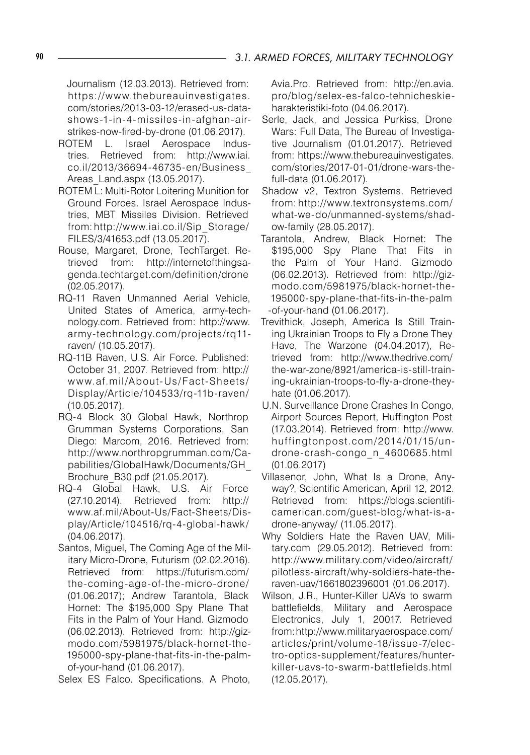Journalism (12.03.2013). Retrieved from: https://www.thebureauinvestigates.com/stories/2013-03-12/erased-us-data-shows-1-in-4-missiles-in-afghan-air-strikes-now-fired-by-drone (01.06.2017).

ROTEM L. Israel Aerospace Industries. Retrieved from: http://www.iai.co.il/2013/36694-46735-en/Business_Areas_Land.aspx (13.05.2017).

ROTEM L: Multi-Rotor Loitering Munition for Ground Forces. Israel Aerospace Industries, MBT Missiles Division. Retrieved from: http://www.iai.co.il/Sip_Storage/FILES/3/41653.pdf (13.05.2017).

Rouse, Margaret, Drone, TechTarget. Retrieved from: http://internetofthingsagenda.techtarget.com/definition/drone (02.05.2017).

RQ-11 Raven Unmanned Aerial Vehicle, United States of America, army-technology.com. Retrieved from: http://www.army-technology.com/projects/rq11-raven/ (10.05.2017).

RQ-11B Raven, U.S. Air Force. Published: October 31, 2007. Retrieved from: http://www.af.mil/About-Us/Fact-Sheets/Display/Article/104533/rq-11b-raven/ (10.05.2017).

RQ-4 Block 30 Global Hawk, Northrop Grumman Systems Corporations, San Diego: Marcom, 2016. Retrieved from: http://www.northropgrumman.com/Capabilities/GlobalHawk/Documents/GH_Brochure_B30.pdf (21.05.2017).

RQ-4 Global Hawk, U.S. Air Force (27.10.2014). Retrieved from: http://www.af.mil/About-Us/Fact-Sheets/Display/Article/104516/rq-4-global-hawk/ (04.06.2017).

Santos, Miguel, The Coming Age of the Military Micro-Drone, Futurism (02.02.2016). Retrieved from: https://futurism.com/the-coming-age-of-the-micro-drone/ (01.06.2017); Andrew Tarantola, Black Hornet: The $195,000 Spy Plane That Fits in the Palm of Your Hand. Gizmodo (06.02.2013). Retrieved from: http://gizmodo.com/5981975/black-hornet-the-195000-spy-plane-that-fits-in-the-palm-of-your-hand (01.06.2017).

Selex ES Falco. Specifications. A Photo, Avia.Pro. Retrieved from: http://en.avia.pro/blog/selex-es-falco-tehnicheskie-harakteristiki-foto (04.06.2017).

Serle, Jack, and Jessica Purkiss, Drone Wars: Full Data, The Bureau of Investigative Journalism (01.01.2017). Retrieved from: https://www.thebureauinvestigates.com/stories/2017-01-01/drone-wars-the-full-data (01.06.2017).

Shadow v2, Textron Systems. Retrieved from: http://www.textronsystems.com/what-we-do/unmanned-systems/shadow-family (28.05.2017).

Tarantola, Andrew, Black Hornet: The $195,000 Spy Plane That Fits in the Palm of Your Hand. Gizmodo (06.02.2013). Retrieved from: http://gizmodo.com/5981975/black-hornet-the-195000-spy-plane-that-fits-in-the-palm-of-your-hand (01.06.2017).

Trevithick, Joseph, America Is Still Training Ukrainian Troops to Fly a Drone They Have, The Warzone (04.04.2017), Retrieved from: http://www.thedrive.com/the-war-zone/8921/america-is-still-training-ukrainian-troops-to-fly-a-drone-they-hate (01.06.2017).

U.N. Surveillance Drone Crashes In Congo, Airport Sources Report, Huffington Post (17.03.2014). Retrieved from: http://www.huffingtonpost.com/2014/01/15/un-drone-crash-congo_n_4600685.html (01.06.2017)

Villasenor, John, What Is a Drone, Anyway?, Scientific American, April 12, 2012. Retrieved from: https://blogs.scientificamerican.com/guest-blog/what-is-a-drone-anyway/ (11.05.2017).

Why Soldiers Hate the Raven UAV, Military.com (29.05.2012). Retrieved from: http://www.military.com/video/aircraft/pilotless-aircraft/why-soldiers-hate-the-raven-uav/1661802396001 (01.06.2017).

Wilson, J.R., Hunter-Killer UAVs to swarm battlefields, Military and Aerospace Electronics, July 1, 20017. Retrieved from: http://www.militaryaerospace.com/articles/print/volume-18/issue-7/electro-optics-supplement/features/hunter-killer-uavs-to-swarm-battlefields.html (12.05.2017).